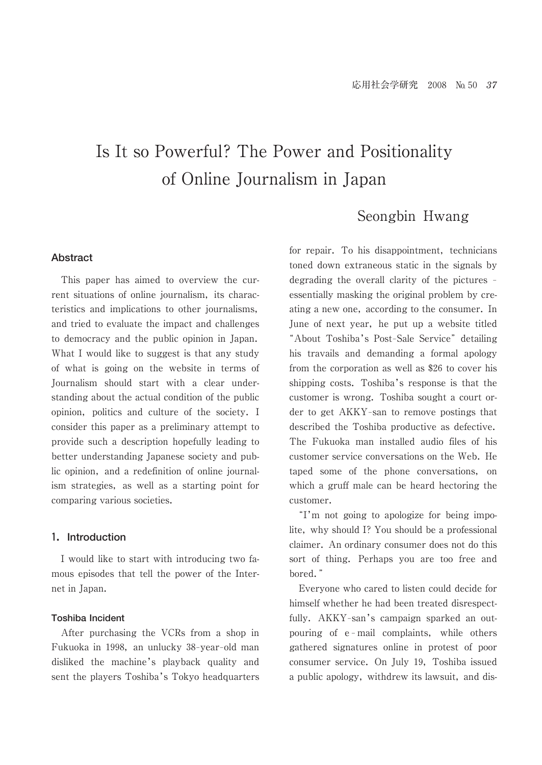# Is It so Powerful? The Power and Positionality of Online Journalism in Japan

Seongbin Hwang

## Abstract

This paper has aimed to overview the current situations of online journalism, its characteristics and implications to other journalisms, and tried to evaluate the impact and challenges to democracy and the public opinion in Japan. What I would like to suggest is that any study of what is going on the website in terms of Journalism should start with a clear understanding about the actual condition of the public opinion, politics and culture of the society. I consider this paper as a preliminary attempt to provide such a description hopefully leading to better understanding Japanese society and public opinion, and a redefinition of online journalism strategies, as well as a starting point for comparing various societies.

## 1. Introduction

I would like to start with introducing two famous episodes that tell the power of the Internet in Japan.

### Toshiba Incident

After purchasing the VCRs from a shop in Fukuoka in 1998, an unlucky 38-year-old man disliked the machine's playback quality and sent the players Toshiba's Tokyo headquarters for repair. To his disappointment, technicians toned down extraneous static in the signals by degrading the overall clarity of the pictures - essentially masking the original problem by creating a new one, according to the consumer. In June of next year, he put up a website titled "About Toshiba's Post-Sale Service" detailing his travails and demanding a formal apology from the corporation as well as $26 to cover his shipping costs. Toshiba's response is that the customer is wrong. Toshiba sought a court order to get AKKY-san to remove postings that described the Toshiba productive as defective. The Fukuoka man installed audio files of his customer service conversations on the Web. He taped some of the phone conversations, on which a gruff male can be heard hectoring the customer.

"I'm not going to apologize for being impolite, why should I? You should be a professional claimer. An ordinary consumer does not do this sort of thing. Perhaps you are too free and bored."

Everyone who cared to listen could decide for himself whether he had been treated disrespectfully. AKKY-san's campaign sparked an outpouring of e-mail complaints, while others gathered signatures online in protest of poor consumer service. On July 19, Toshiba issued a public apology, withdrew its lawsuit, and dis-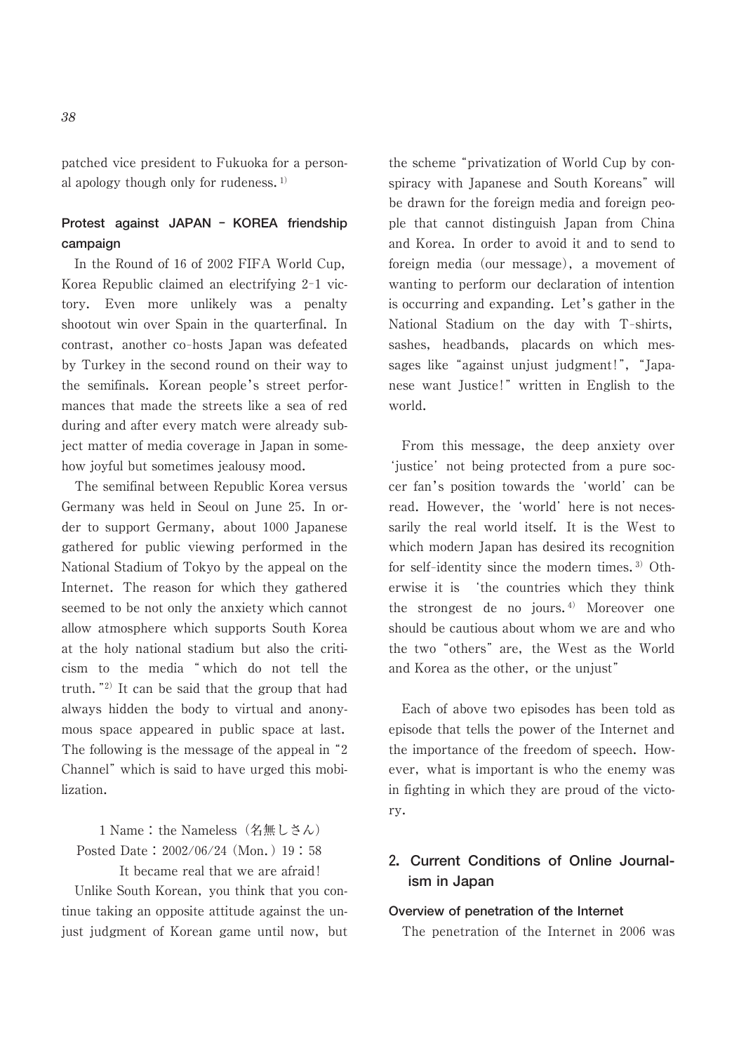patched vice president to Fukuoka for a personal apology though only for rudeness.[1]

### Protest against JAPAN - KOREA friendship campaign

In the Round of 16 of 2002 FIFA World Cup, Korea Republic claimed an electrifying 2-1 victory. Even more unlikely was a penalty shootout win over Spain in the quarterfinal. In contrast, another co-hosts Japan was defeated by Turkey in the second round on their way to the semifinals. Korean people's street performances that made the streets like a sea of red during and after every match were already subject matter of media coverage in Japan in somehow joyful but sometimes jealousy mood.

The semifinal between Republic Korea versus Germany was held in Seoul on June 25. In order to support Germany, about 1000 Japanese gathered for public viewing performed in the National Stadium of Tokyo by the appeal on the Internet. The reason for which they gathered seemed to be not only the anxiety which cannot allow atmosphere which supports South Korea at the holy national stadium but also the criticism to the media "which do not tell the truth."[2] It can be said that the group that had always hidden the body to virtual and anonymous space appeared in public space at last. The following is the message of the appeal in "2 Channel" which is said to have urged this mobilization.

> 1 Name：the Nameless（名無しさん）
> Posted Date：2002/06/24（Mon.）19：58
> It became real that we are afraid!
>
> Unlike South Korean, you think that you continue taking an opposite attitude against the unjust judgment of Korean game until now, but the scheme "privatization of World Cup by conspiracy with Japanese and South Koreans" will be drawn for the foreign media and foreign people that cannot distinguish Japan from China and Korea. In order to avoid it and to send to foreign media (our message), a movement of wanting to perform our declaration of intention is occurring and expanding. Let's gather in the National Stadium on the day with T-shirts, sashes, headbands, placards on which messages like "against unjust judgment!", "Japanese want Justice!" written in English to the world.

From this message, the deep anxiety over 'justice' not being protected from a pure soccer fan's position towards the 'world' can be read. However, the 'world' here is not necessarily the real world itself. It is the West to which modern Japan has desired its recognition for self-identity since the modern times.[3] Otherwise it is 'the countries which they think the strongest de no jours.[4] Moreover one should be cautious about whom we are and who the two "others" are, the West as the World and Korea as the other, or the unjust"

Each of above two episodes has been told as episode that tells the power of the Internet and the importance of the freedom of speech. However, what is important is who the enemy was in fighting in which they are proud of the victory.

## 2. Current Conditions of Online Journalism in Japan

### Overview of penetration of the Internet

The penetration of the Internet in 2006 was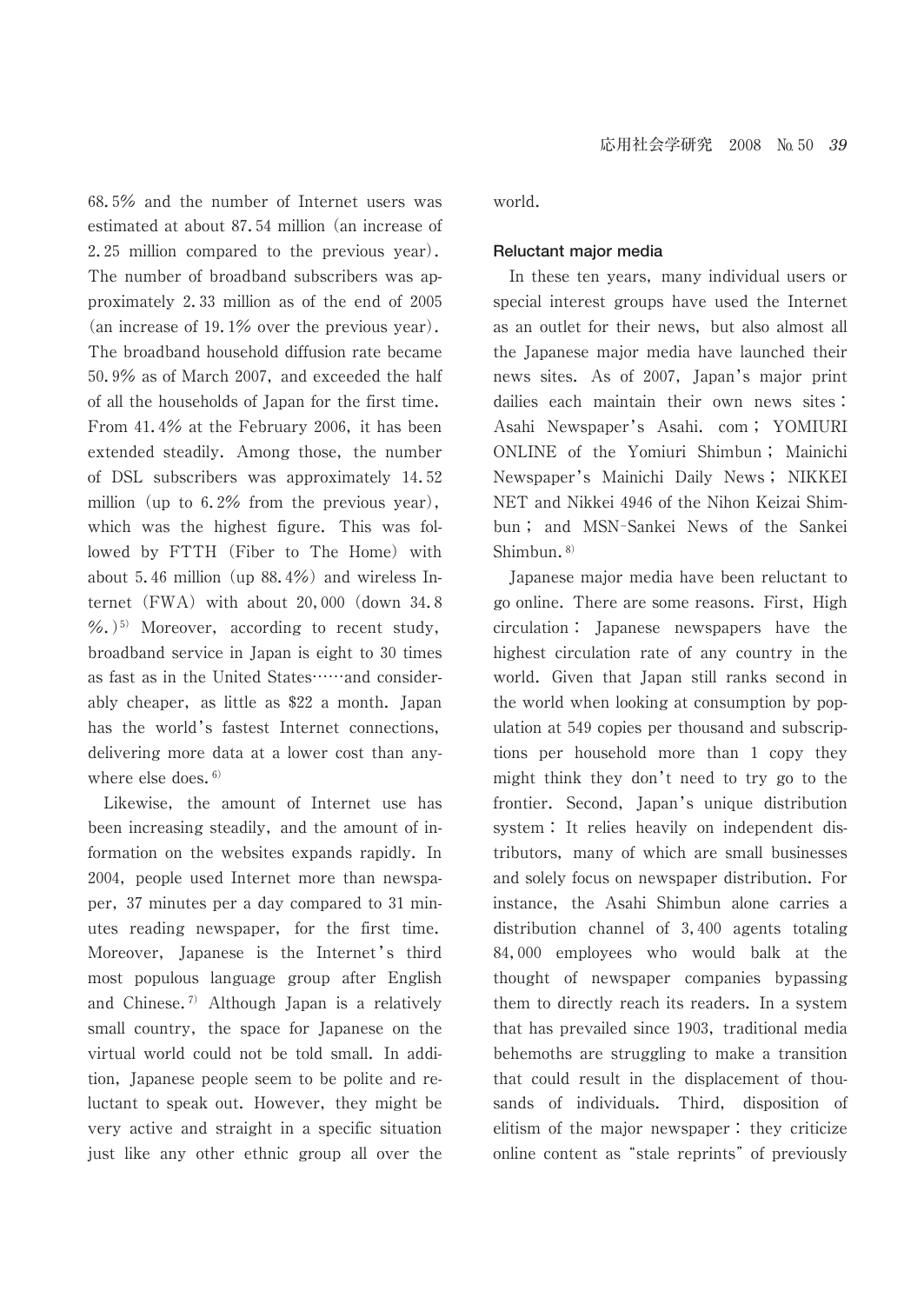68.5% and the number of Internet users was estimated at about 87.54 million (an increase of 2.25 million compared to the previous year). The number of broadband subscribers was approximately 2.33 million as of the end of 2005 (an increase of 19.1% over the previous year). The broadband household diffusion rate became 50.9% as of March 2007, and exceeded the half of all the households of Japan for the first time. From 41.4% at the February 2006, it has been extended steadily. Among those, the number of DSL subscribers was approximately 14.52 million (up to 6.2% from the previous year), which was the highest figure. This was followed by FTTH (Fiber to The Home) with about 5.46 million (up 88.4%) and wireless Internet (FWA) with about 20,000 (down 34.8 %.)[5] Moreover, according to recent study, broadband service in Japan is eight to 30 times as fast as in the United States……and considerably cheaper, as little as $22 a month. Japan has the world's fastest Internet connections, delivering more data at a lower cost than anywhere else does.[6]

Likewise, the amount of Internet use has been increasing steadily, and the amount of information on the websites expands rapidly. In 2004, people used Internet more than newspaper, 37 minutes per a day compared to 31 minutes reading newspaper, for the first time. Moreover, Japanese is the Internet's third most populous language group after English and Chinese.[7] Although Japan is a relatively small country, the space for Japanese on the virtual world could not be told small. In addition, Japanese people seem to be polite and reluctant to speak out. However, they might be very active and straight in a specific situation just like any other ethnic group all over the world.

#### Reluctant major media

In these ten years, many individual users or special interest groups have used the Internet as an outlet for their news, but also almost all the Japanese major media have launched their news sites. As of 2007, Japan's major print dailies each maintain their own news sites: Asahi Newspaper's Asahi. com; YOMIURI ONLINE of the Yomiuri Shimbun; Mainichi Newspaper's Mainichi Daily News; NIKKEI NET and Nikkei 4946 of the Nihon Keizai Shimbun; and MSN-Sankei News of the Sankei Shimbun.[8]

Japanese major media have been reluctant to go online. There are some reasons. First, High circulation: Japanese newspapers have the highest circulation rate of any country in the world. Given that Japan still ranks second in the world when looking at consumption by population at 549 copies per thousand and subscriptions per household more than 1 copy they might think they don't need to try go to the frontier. Second, Japan's unique distribution system: It relies heavily on independent distributors, many of which are small businesses and solely focus on newspaper distribution. For instance, the Asahi Shimbun alone carries a distribution channel of 3,400 agents totaling 84,000 employees who would balk at the thought of newspaper companies bypassing them to directly reach its readers. In a system that has prevailed since 1903, traditional media behemoths are struggling to make a transition that could result in the displacement of thousands of individuals. Third, disposition of elitism of the major newspaper: they criticize online content as "stale reprints" of previously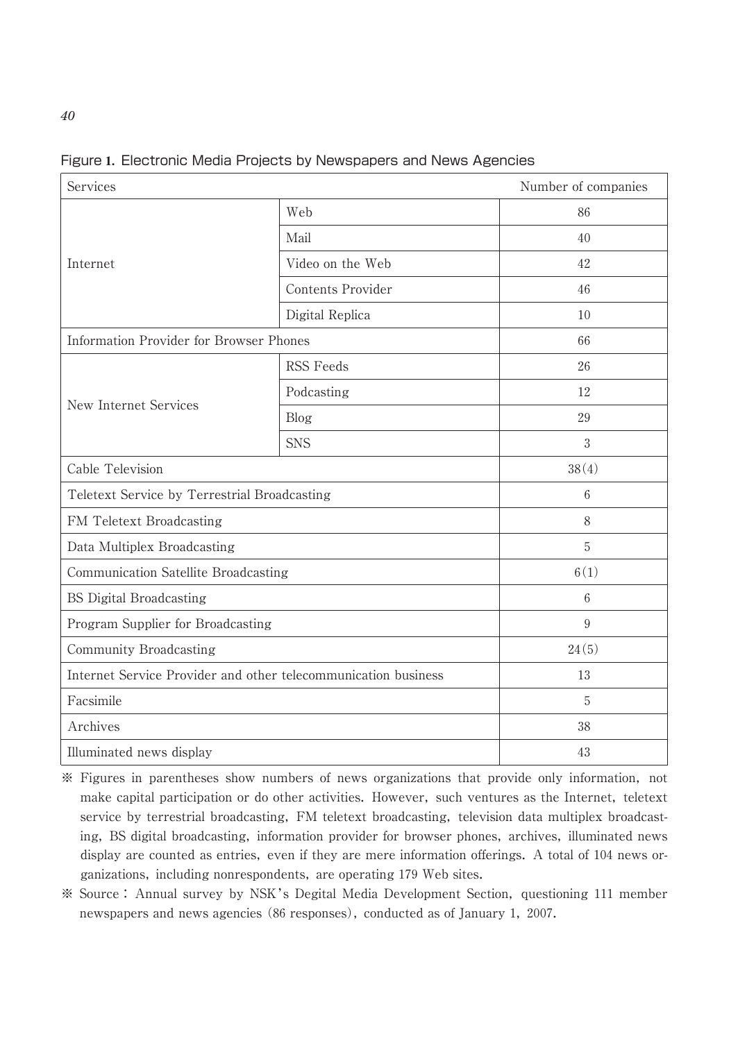Figure 1. Electronic Media Projects by Newspapers and News Agencies

| Services | | Number of companies |
|---|---|---|
| Internet | Web | 86 |
| | Mail | 40 |
| | Video on the Web | 42 |
| | Contents Provider | 46 |
| | Digital Replica | 10 |
| Information Provider for Browser Phones | | 66 |
| New Internet Services | RSS Feeds | 26 |
| | Podcasting | 12 |
| | Blog | 29 |
| | SNS | 3 |
| Cable Television | | 38(4) |
| Teletext Service by Terrestrial Broadcasting | | 6 |
| FM Teletext Broadcasting | | 8 |
| Data Multiplex Broadcasting | | 5 |
| Communication Satellite Broadcasting | | 6(1) |
| BS Digital Broadcasting | | 6 |
| Program Supplier for Broadcasting | | 9 |
| Community Broadcasting | | 24(5) |
| Internet Service Provider and other telecommunication business | | 13 |
| Facsimile | | 5 |
| Archives | | 38 |
| Illuminated news display | | 43 |

※ Figures in parentheses show numbers of news organizations that provide only information, not make capital participation or do other activities. However, such ventures as the Internet, teletext service by terrestrial broadcasting, FM teletext broadcasting, television data multiplex broadcasting, BS digital broadcasting, information provider for browser phones, archives, illuminated news display are counted as entries, even if they are mere information offerings. A total of 104 news organizations, including nonrespondents, are operating 179 Web sites.

※ Source : Annual survey by NSK's Degital Media Development Section, questioning 111 member newspapers and news agencies (86 responses), conducted as of January 1, 2007.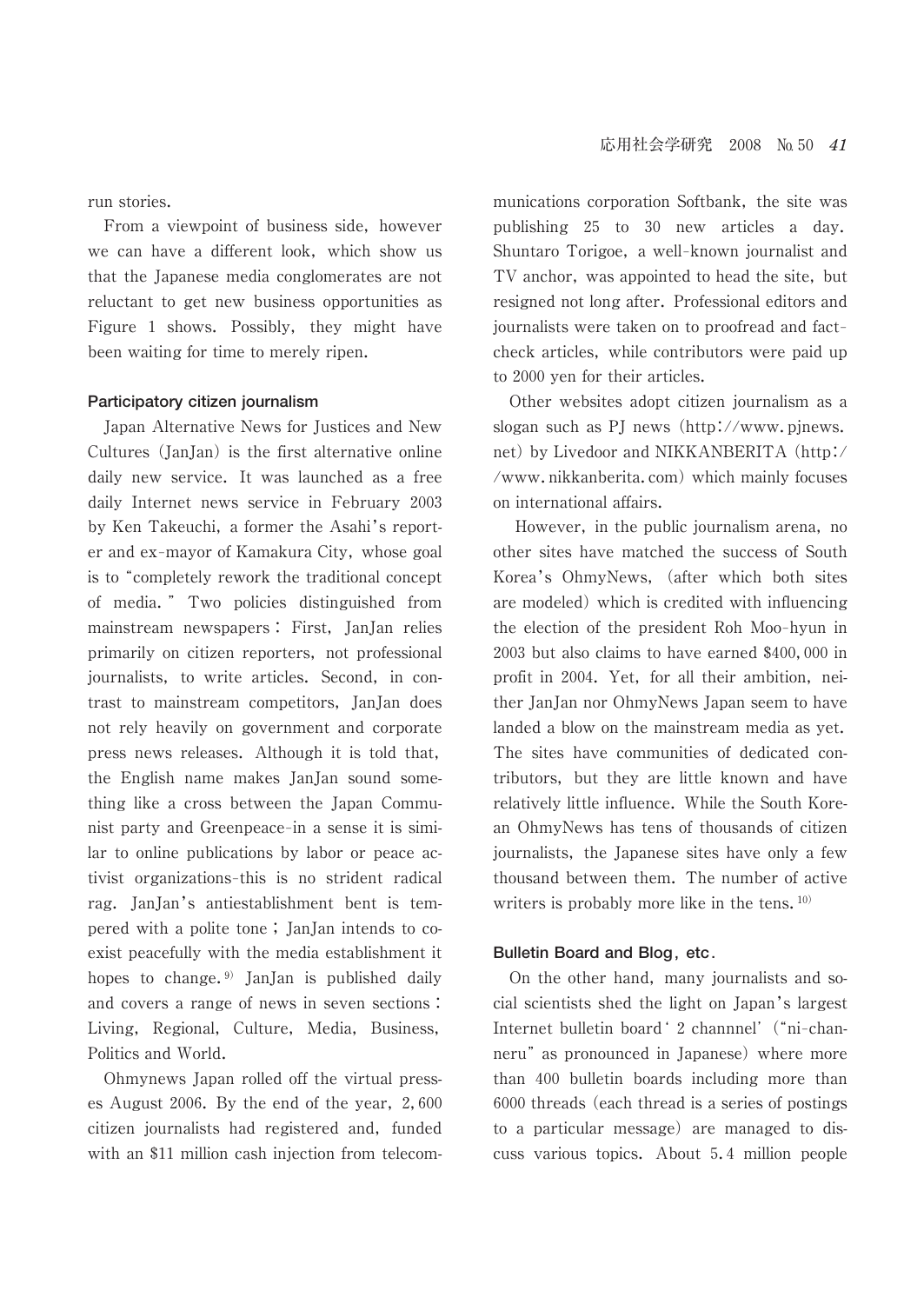run stories.

From a viewpoint of business side, however we can have a different look, which show us that the Japanese media conglomerates are not reluctant to get new business opportunities as Figure 1 shows. Possibly, they might have been waiting for time to merely ripen.

### Participatory citizen journalism

Japan Alternative News for Justices and New Cultures (JanJan) is the first alternative online daily new service. It was launched as a free daily Internet news service in February 2003 by Ken Takeuchi, a former the Asahi's reporter and ex-mayor of Kamakura City, whose goal is to "completely rework the traditional concept of media." Two policies distinguished from mainstream newspapers: First, JanJan relies primarily on citizen reporters, not professional journalists, to write articles. Second, in contrast to mainstream competitors, JanJan does not rely heavily on government and corporate press news releases. Although it is told that, the English name makes JanJan sound something like a cross between the Japan Communist party and Greenpeace-in a sense it is similar to online publications by labor or peace activist organizations-this is no strident radical rag. JanJan's antiestablishment bent is tempered with a polite tone; JanJan intends to coexist peacefully with the media establishment it hopes to change.[9] JanJan is published daily and covers a range of news in seven sections: Living, Regional, Culture, Media, Business, Politics and World.

Ohmynews Japan rolled off the virtual presses August 2006. By the end of the year, 2,600 citizen journalists had registered and, funded with an $11 million cash injection from telecommunications corporation Softbank, the site was publishing 25 to 30 new articles a day. Shuntaro Torigoe, a well-known journalist and TV anchor, was appointed to head the site, but resigned not long after. Professional editors and journalists were taken on to proofread and fact-check articles, while contributors were paid up to 2000 yen for their articles.

Other websites adopt citizen journalism as a slogan such as PJ news (http://www.pjnews.net) by Livedoor and NIKKANBERITA (http://www.nikkanberita.com) which mainly focuses on international affairs.

However, in the public journalism arena, no other sites have matched the success of South Korea's OhmyNews, (after which both sites are modeled) which is credited with influencing the election of the president Roh Moo-hyun in 2003 but also claims to have earned $400,000 in profit in 2004. Yet, for all their ambition, neither JanJan nor OhmyNews Japan seem to have landed a blow on the mainstream media as yet. The sites have communities of dedicated contributors, but they are little known and have relatively little influence. While the South Korean OhmyNews has tens of thousands of citizen journalists, the Japanese sites have only a few thousand between them. The number of active writers is probably more like in the tens.[10]

### Bulletin Board and Blog, etc.

On the other hand, many journalists and social scientists shed the light on Japan's largest Internet bulletin board '2 channnel' ("ni-channeru" as pronounced in Japanese) where more than 400 bulletin boards including more than 6000 threads (each thread is a series of postings to a particular message) are managed to discuss various topics. About 5.4 million people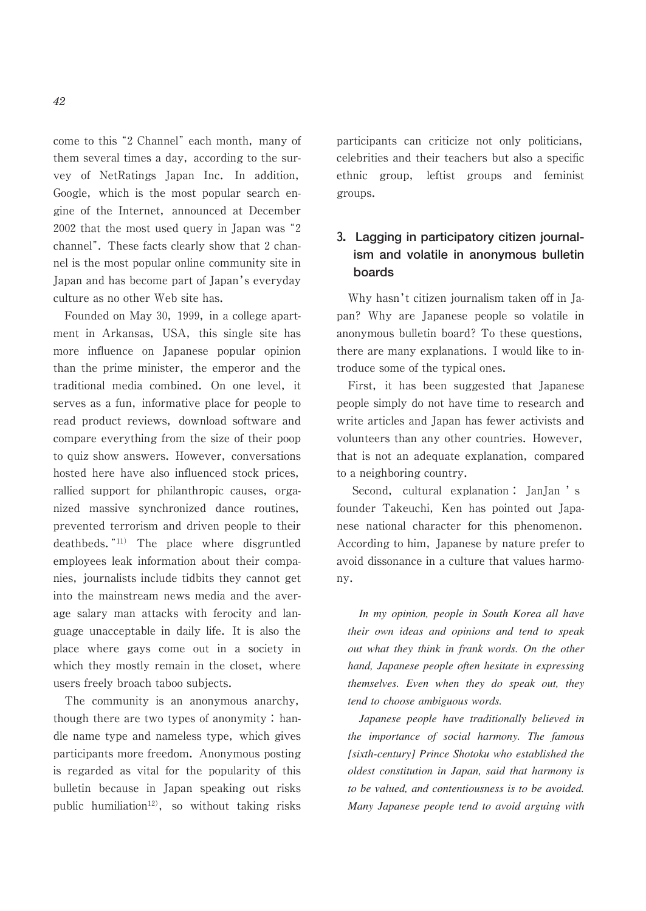come to this "2 Channel" each month, many of them several times a day, according to the survey of NetRatings Japan Inc. In addition, Google, which is the most popular search engine of the Internet, announced at December 2002 that the most used query in Japan was "2 channel". These facts clearly show that 2 channel is the most popular online community site in Japan and has become part of Japan's everyday culture as no other Web site has.

Founded on May 30, 1999, in a college apartment in Arkansas, USA, this single site has more influence on Japanese popular opinion than the prime minister, the emperor and the traditional media combined. On one level, it serves as a fun, informative place for people to read product reviews, download software and compare everything from the size of their poop to quiz show answers. However, conversations hosted here have also influenced stock prices, rallied support for philanthropic causes, organized massive synchronized dance routines, prevented terrorism and driven people to their deathbeds."[11] The place where disgruntled employees leak information about their companies, journalists include tidbits they cannot get into the mainstream news media and the average salary man attacks with ferocity and language unacceptable in daily life. It is also the place where gays come out in a society in which they mostly remain in the closet, where users freely broach taboo subjects.

The community is an anonymous anarchy, though there are two types of anonymity : handle name type and nameless type, which gives participants more freedom. Anonymous posting is regarded as vital for the popularity of this bulletin because in Japan speaking out risks public humiliation[12], so without taking risks participants can criticize not only politicians, celebrities and their teachers but also a specific ethnic group, leftist groups and feminist groups.

## 3. Lagging in participatory citizen journalism and volatile in anonymous bulletin boards

Why hasn't citizen journalism taken off in Japan? Why are Japanese people so volatile in anonymous bulletin board? To these questions, there are many explanations. I would like to introduce some of the typical ones.

First, it has been suggested that Japanese people simply do not have time to research and write articles and Japan has fewer activists and volunteers than any other countries. However, that is not an adequate explanation, compared to a neighboring country.

Second, cultural explanation : JanJan's founder Takeuchi, Ken has pointed out Japanese national character for this phenomenon. According to him, Japanese by nature prefer to avoid dissonance in a culture that values harmony.

*In my opinion, people in South Korea all have their own ideas and opinions and tend to speak out what they think in frank words. On the other hand, Japanese people often hesitate in expressing themselves. Even when they do speak out, they tend to choose ambiguous words.*

*Japanese people have traditionally believed in the importance of social harmony. The famous [sixth-century] Prince Shotoku who established the oldest constitution in Japan, said that harmony is to be valued, and contentiousness is to be avoided. Many Japanese people tend to avoid arguing with*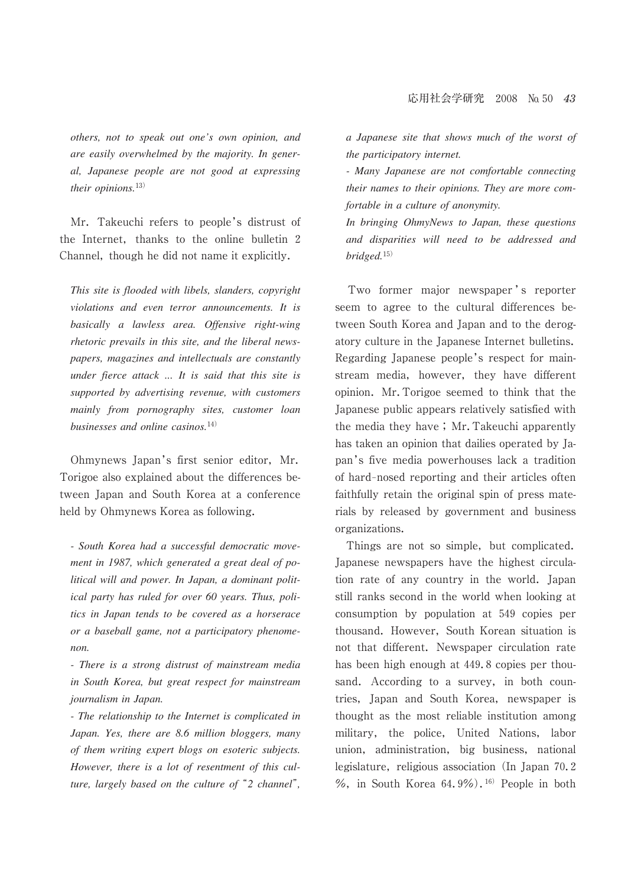*others, not to speak out one's own opinion, and are easily overwhelmed by the majority. In general, Japanese people are not good at expressing their opinions.*[13]

Mr. Takeuchi refers to people's distrust of the Internet, thanks to the online bulletin 2 Channel, though he did not name it explicitly.

*This site is flooded with libels, slanders, copyright violations and even terror announcements. It is basically a lawless area. Offensive right-wing rhetoric prevails in this site, and the liberal newspapers, magazines and intellectuals are constantly under fierce attack ... It is said that this site is supported by advertising revenue, with customers mainly from pornography sites, customer loan businesses and online casinos.*[14]

Ohmynews Japan's first senior editor, Mr. Torigoe also explained about the differences between Japan and South Korea at a conference held by Ohmynews Korea as following.

*- South Korea had a successful democratic movement in 1987, which generated a great deal of political will and power. In Japan, a dominant political party has ruled for over 60 years. Thus, politics in Japan tends to be covered as a horserace or a baseball game, not a participatory phenomenon.*

*- There is a strong distrust of mainstream media in South Korea, but great respect for mainstream journalism in Japan.*

*- The relationship to the Internet is complicated in Japan. Yes, there are 8.6 million bloggers, many of them writing expert blogs on esoteric subjects. However, there is a lot of resentment of this culture, largely based on the culture of "2 channel", a Japanese site that shows much of the worst of the participatory internet.*

*- Many Japanese are not comfortable connecting their names to their opinions. They are more comfortable in a culture of anonymity.*

*In bringing OhmyNews to Japan, these questions and disparities will need to be addressed and bridged.*[15]

Two former major newspaper's reporter seem to agree to the cultural differences between South Korea and Japan and to the derogatory culture in the Japanese Internet bulletins. Regarding Japanese people's respect for mainstream media, however, they have different opinion. Mr. Torigoe seemed to think that the Japanese public appears relatively satisfied with the media they have ; Mr. Takeuchi apparently has taken an opinion that dailies operated by Japan's five media powerhouses lack a tradition of hard-nosed reporting and their articles often faithfully retain the original spin of press materials by released by government and business organizations.

Things are not so simple, but complicated. Japanese newspapers have the highest circulation rate of any country in the world. Japan still ranks second in the world when looking at consumption by population at 549 copies per thousand. However, South Korean situation is not that different. Newspaper circulation rate has been high enough at 449.8 copies per thousand. According to a survey, in both countries, Japan and South Korea, newspaper is thought as the most reliable institution among military, the police, United Nations, labor union, administration, big business, national legislature, religious association (In Japan 70.2 %, in South Korea 64.9%).[16] People in both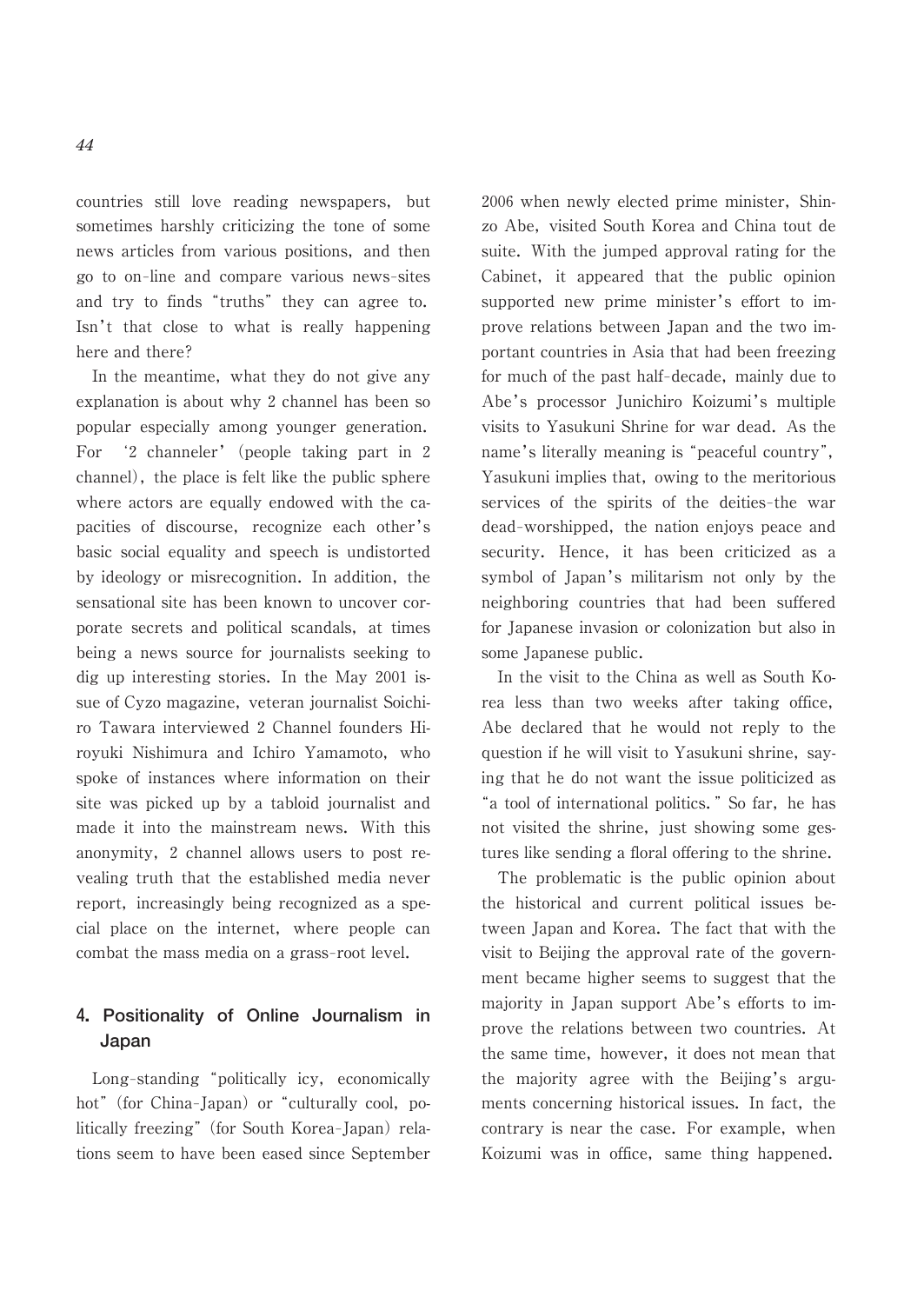countries still love reading newspapers, but sometimes harshly criticizing the tone of some news articles from various positions, and then go to on-line and compare various news-sites and try to finds "truths" they can agree to. Isn't that close to what is really happening here and there?

In the meantime, what they do not give any explanation is about why 2 channel has been so popular especially among younger generation. For '2 channeler' (people taking part in 2 channel), the place is felt like the public sphere where actors are equally endowed with the capacities of discourse, recognize each other's basic social equality and speech is undistorted by ideology or misrecognition. In addition, the sensational site has been known to uncover corporate secrets and political scandals, at times being a news source for journalists seeking to dig up interesting stories. In the May 2001 issue of Cyzo magazine, veteran journalist Soichiro Tawara interviewed 2 Channel founders Hiroyuki Nishimura and Ichiro Yamamoto, who spoke of instances where information on their site was picked up by a tabloid journalist and made it into the mainstream news. With this anonymity, 2 channel allows users to post revealing truth that the established media never report, increasingly being recognized as a special place on the internet, where people can combat the mass media on a grass-root level.

## 4. Positionality of Online Journalism in Japan

Long-standing "politically icy, economically hot" (for China-Japan) or "culturally cool, politically freezing" (for South Korea-Japan) relations seem to have been eased since September 2006 when newly elected prime minister, Shinzo Abe, visited South Korea and China tout de suite. With the jumped approval rating for the Cabinet, it appeared that the public opinion supported new prime minister's effort to improve relations between Japan and the two important countries in Asia that had been freezing for much of the past half-decade, mainly due to Abe's processor Junichiro Koizumi's multiple visits to Yasukuni Shrine for war dead. As the name's literally meaning is "peaceful country", Yasukuni implies that, owing to the meritorious services of the spirits of the deities-the war dead-worshipped, the nation enjoys peace and security. Hence, it has been criticized as a symbol of Japan's militarism not only by the neighboring countries that had been suffered for Japanese invasion or colonization but also in some Japanese public.

In the visit to the China as well as South Korea less than two weeks after taking office, Abe declared that he would not reply to the question if he will visit to Yasukuni shrine, saying that he do not want the issue politicized as "a tool of international politics." So far, he has not visited the shrine, just showing some gestures like sending a floral offering to the shrine.

The problematic is the public opinion about the historical and current political issues between Japan and Korea. The fact that with the visit to Beijing the approval rate of the government became higher seems to suggest that the majority in Japan support Abe's efforts to improve the relations between two countries. At the same time, however, it does not mean that the majority agree with the Beijing's arguments concerning historical issues. In fact, the contrary is near the case. For example, when Koizumi was in office, same thing happened.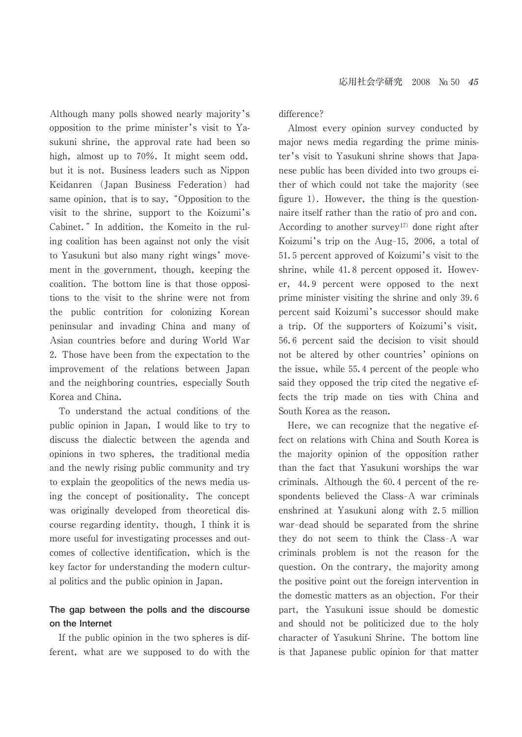Although many polls showed nearly majority's opposition to the prime minister's visit to Yasukuni shrine, the approval rate had been so high, almost up to 70%. It might seem odd, but it is not. Business leaders such as Nippon Keidanren (Japan Business Federation) had same opinion, that is to say, "Opposition to the visit to the shrine, support to the Koizumi's Cabinet." In addition, the Komeito in the ruling coalition has been against not only the visit to Yasukuni but also many right wings' movement in the government, though, keeping the coalition. The bottom line is that those oppositions to the visit to the shrine were not from the public contrition for colonizing Korean peninsular and invading China and many of Asian countries before and during World War 2. Those have been from the expectation to the improvement of the relations between Japan and the neighboring countries, especially South Korea and China.

To understand the actual conditions of the public opinion in Japan, I would like to try to discuss the dialectic between the agenda and opinions in two spheres, the traditional media and the newly rising public community and try to explain the geopolitics of the news media using the concept of positionality. The concept was originally developed from theoretical discourse regarding identity, though, I think it is more useful for investigating processes and outcomes of collective identification, which is the key factor for understanding the modern cultural politics and the public opinion in Japan.

## The gap between the polls and the discourse on the Internet

If the public opinion in the two spheres is different, what are we supposed to do with the difference?

Almost every opinion survey conducted by major news media regarding the prime minister's visit to Yasukuni shrine shows that Japanese public has been divided into two groups either of which could not take the majority (see figure 1). However, the thing is the questionnaire itself rather than the ratio of pro and con. According to another survey[17] done right after Koizumi's trip on the Aug-15, 2006, a total of 51.5 percent approved of Koizumi's visit to the shrine, while 41.8 percent opposed it. However, 44.9 percent were opposed to the next prime minister visiting the shrine and only 39.6 percent said Koizumi's successor should make a trip. Of the supporters of Koizumi's visit, 56.6 percent said the decision to visit should not be altered by other countries' opinions on the issue, while 55.4 percent of the people who said they opposed the trip cited the negative effects the trip made on ties with China and South Korea as the reason.

Here, we can recognize that the negative effect on relations with China and South Korea is the majority opinion of the opposition rather than the fact that Yasukuni worships the war criminals. Although the 60.4 percent of the respondents believed the Class-A war criminals enshrined at Yasukuni along with 2.5 million war-dead should be separated from the shrine they do not seem to think the Class-A war criminals problem is not the reason for the question. On the contrary, the majority among the positive point out the foreign intervention in the domestic matters as an objection. For their part, the Yasukuni issue should be domestic and should not be politicized due to the holy character of Yasukuni Shrine. The bottom line is that Japanese public opinion for that matter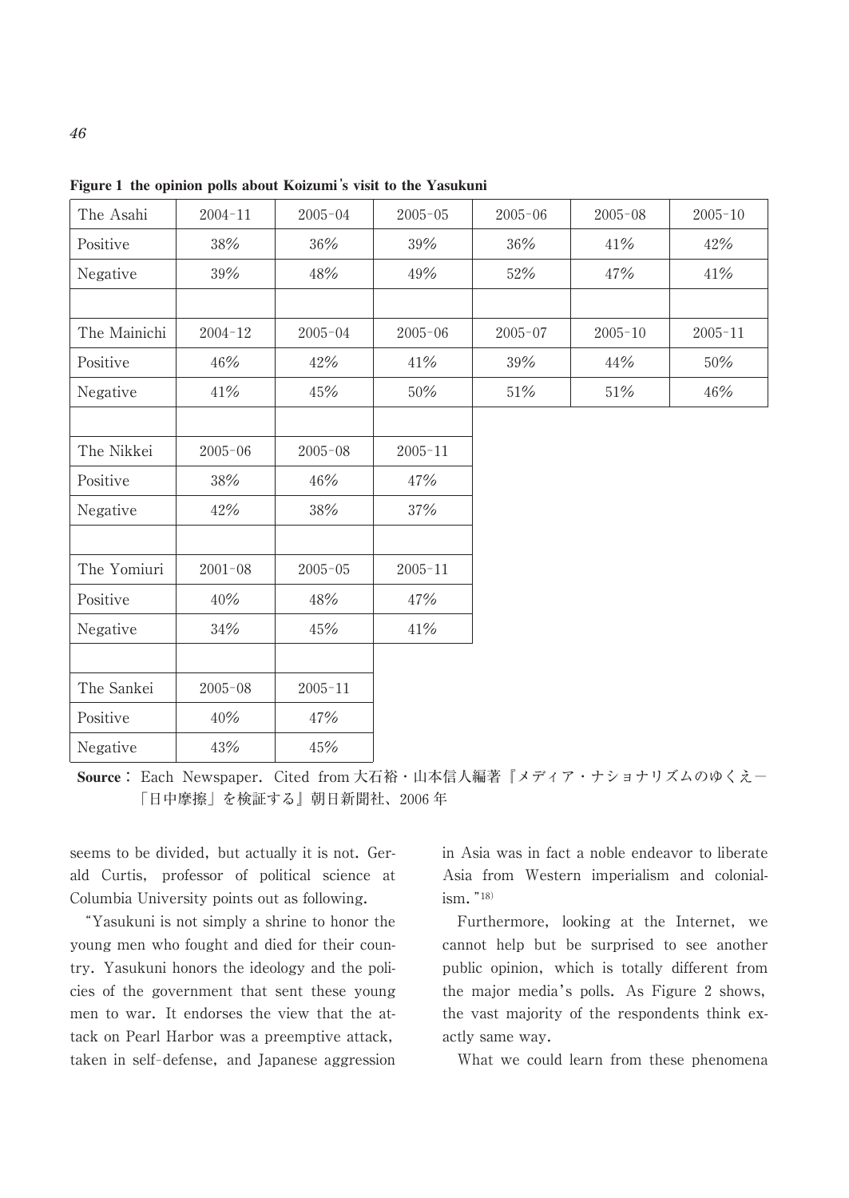**Figure 1 the opinion polls about Koizumi's visit to the Yasukuni**

| The Asahi | 2004-11 | 2005-04 | 2005-05 | 2005-06 | 2005-08 | 2005-10 |
| --- | --- | --- | --- | --- | --- | --- |
| Positive | 38% | 36% | 39% | 36% | 41% | 42% |
| Negative | 39% | 48% | 49% | 52% | 47% | 41% |
| | | | | | | |
| The Mainichi | 2004-12 | 2005-04 | 2005-06 | 2005-07 | 2005-10 | 2005-11 |
| Positive | 46% | 42% | 41% | 39% | 44% | 50% |
| Negative | 41% | 45% | 50% | 51% | 51% | 46% |
| | | | | | | |
| The Nikkei | 2005-06 | 2005-08 | 2005-11 | | | |
| Positive | 38% | 46% | 47% | | | |
| Negative | 42% | 38% | 37% | | | |
| | | | | | | |
| The Yomiuri | 2001-08 | 2005-05 | 2005-11 | | | |
| Positive | 40% | 48% | 47% | | | |
| Negative | 34% | 45% | 41% | | | |
| | | | | | | |
| The Sankei | 2005-08 | 2005-11 | | | | |
| Positive | 40% | 47% | | | | |
| Negative | 43% | 45% | | | | |

**Source**: Each Newspaper. Cited from 大石裕・山本信人編著『メディア・ナショナリズムのゆくえ－「日中摩擦」を検証する』朝日新聞社、2006 年

seems to be divided, but actually it is not. Gerald Curtis, professor of political science at Columbia University points out as following.

"Yasukuni is not simply a shrine to honor the young men who fought and died for their country. Yasukuni honors the ideology and the policies of the government that sent these young men to war. It endorses the view that the attack on Pearl Harbor was a preemptive attack, taken in self-defense, and Japanese aggression in Asia was in fact a noble endeavor to liberate Asia from Western imperialism and colonialism."[18]

Furthermore, looking at the Internet, we cannot help but be surprised to see another public opinion, which is totally different from the major media's polls. As Figure 2 shows, the vast majority of the respondents think exactly same way.

What we could learn from these phenomena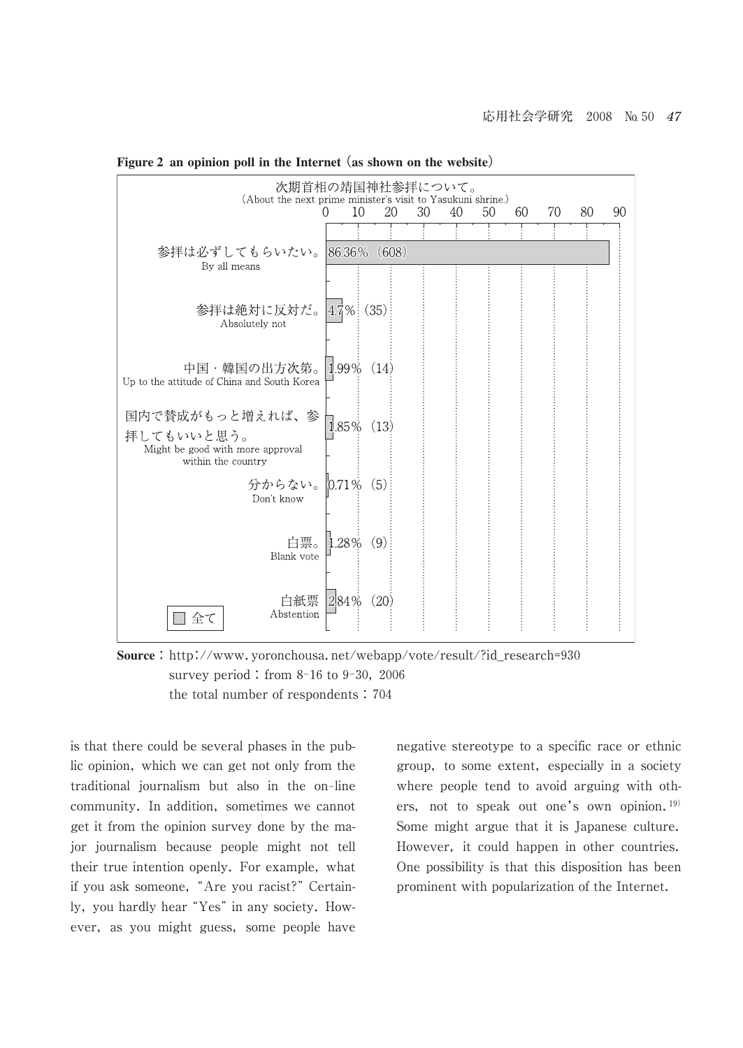**Figure 2 an opinion poll in the Internet (as shown on the website)**

次期首相の靖国神社参拝について。
(About the next prime minister's visit to Yasukuni shrine.)

| | % | (n) |
|---|---|---|
| 参拝は必ずしてもらいたい。 By all means | 86.36% | (608) |
| 参拝は絶対に反対だ。 Absolutely not | 4.7% | (35) |
| 中国・韓国の出方次第。 Up to the attitude of China and South Korea | 1.99% | (14) |
| 国内で賛成がもっと増えれば、参拝してもいいと思う。 Might be good with more approval within the country | 1.85% | (13) |
| 分からない。 Don't know | 0.71% | (5) |
| 白票。 Blank vote | 1.28% | (9) |
| 白紙票 Abstention | 2.84% | (20) |

□ 全て

**Source**: http://www.yoronchousa.net/webapp/vote/result/?id_research=930
survey period: from 8-16 to 9-30, 2006
the total number of respondents: 704

is that there could be several phases in the public opinion, which we can get not only from the traditional journalism but also in the on-line community. In addition, sometimes we cannot get it from the opinion survey done by the major journalism because people might not tell their true intention openly. For example, what if you ask someone, "Are you racist?" Certainly, you hardly hear "Yes" in any society. However, as you might guess, some people have negative stereotype to a specific race or ethnic group, to some extent, especially in a society where people tend to avoid arguing with others, not to speak out one's own opinion.[19] Some might argue that it is Japanese culture. However, it could happen in other countries. One possibility is that this disposition has been prominent with popularization of the Internet.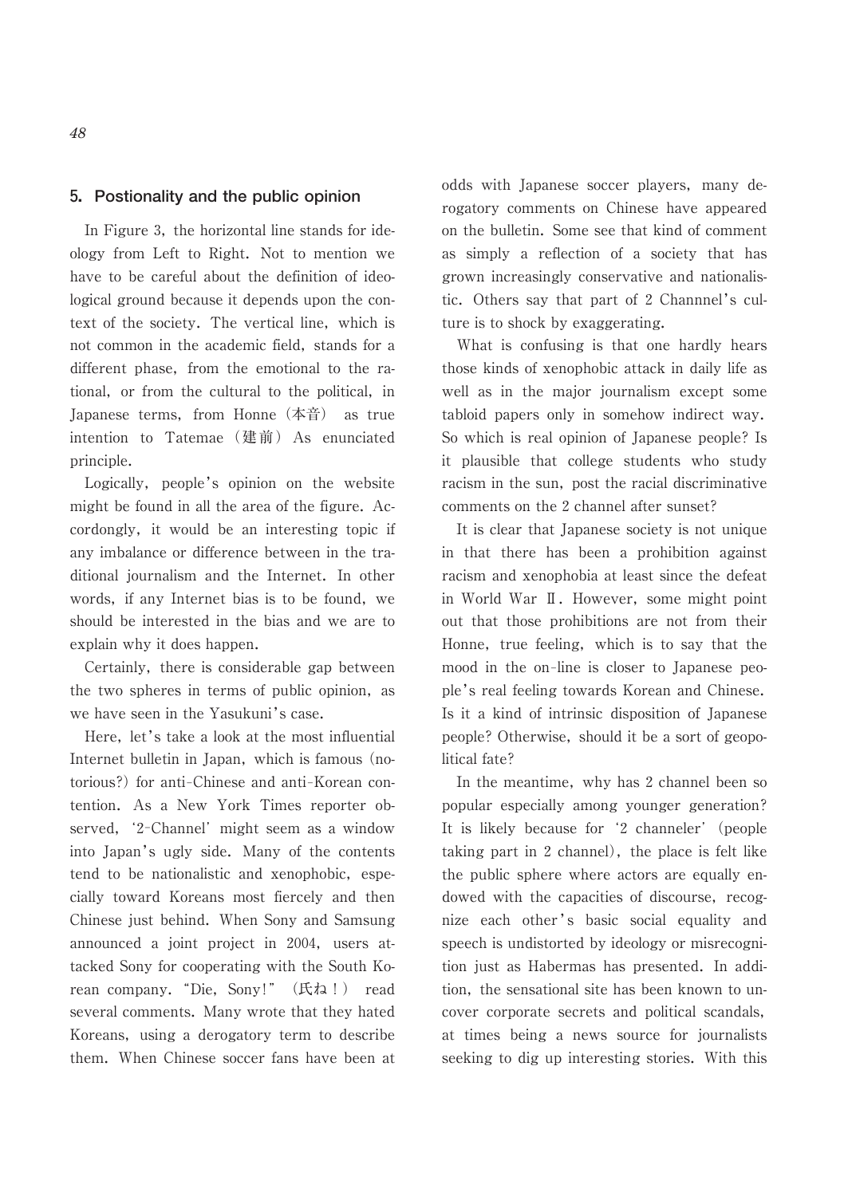## 5. Postionality and the public opinion

In Figure 3, the horizontal line stands for ideology from Left to Right. Not to mention we have to be careful about the definition of ideological ground because it depends upon the context of the society. The vertical line, which is not common in the academic field, stands for a different phase, from the emotional to the rational, or from the cultural to the political, in Japanese terms, from Honne (本音) as true intention to Tatemae (建前) As enunciated principle.

Logically, people's opinion on the website might be found in all the area of the figure. Accordongly, it would be an interesting topic if any imbalance or difference between in the traditional journalism and the Internet. In other words, if any Internet bias is to be found, we should be interested in the bias and we are to explain why it does happen.

Certainly, there is considerable gap between the two spheres in terms of public opinion, as we have seen in the Yasukuni's case.

Here, let's take a look at the most influential Internet bulletin in Japan, which is famous (notorious?) for anti-Chinese and anti-Korean contention. As a New York Times reporter observed, '2-Channel' might seem as a window into Japan's ugly side. Many of the contents tend to be nationalistic and xenophobic, especially toward Koreans most fiercely and then Chinese just behind. When Sony and Samsung announced a joint project in 2004, users attacked Sony for cooperating with the South Korean company. "Die, Sony!" (氏ね!) read several comments. Many wrote that they hated Koreans, using a derogatory term to describe them. When Chinese soccer fans have been at odds with Japanese soccer players, many derogatory comments on Chinese have appeared on the bulletin. Some see that kind of comment as simply a reflection of a society that has grown increasingly conservative and nationalistic. Others say that part of 2 Channnel's culture is to shock by exaggerating.

What is confusing is that one hardly hears those kinds of xenophobic attack in daily life as well as in the major journalism except some tabloid papers only in somehow indirect way. So which is real opinion of Japanese people? Is it plausible that college students who study racism in the sun, post the racial discriminative comments on the 2 channel after sunset?

It is clear that Japanese society is not unique in that there has been a prohibition against racism and xenophobia at least since the defeat in World War Ⅱ. However, some might point out that those prohibitions are not from their Honne, true feeling, which is to say that the mood in the on-line is closer to Japanese people's real feeling towards Korean and Chinese. Is it a kind of intrinsic disposition of Japanese people? Otherwise, should it be a sort of geopolitical fate?

In the meantime, why has 2 channel been so popular especially among younger generation? It is likely because for '2 channeler' (people taking part in 2 channel), the place is felt like the public sphere where actors are equally endowed with the capacities of discourse, recognize each other's basic social equality and speech is undistorted by ideology or misrecognition just as Habermas has presented. In addition, the sensational site has been known to uncover corporate secrets and political scandals, at times being a news source for journalists seeking to dig up interesting stories. With this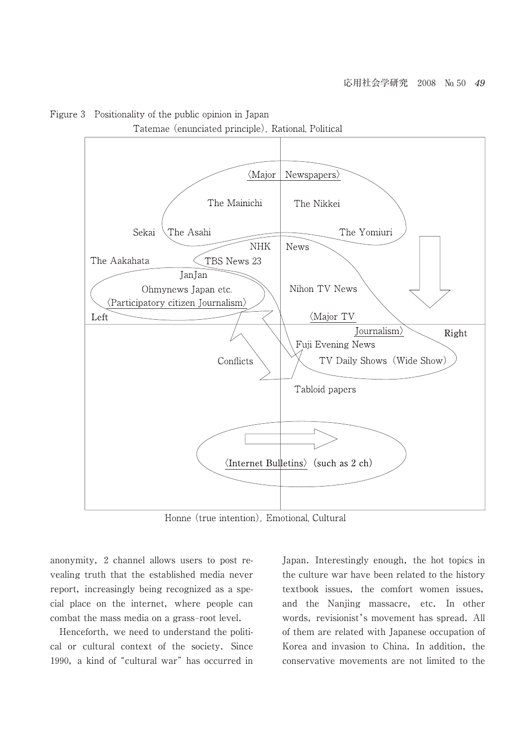Figure 3 Positionality of the public opinion in Japan

Tatemae (enunciated principle), Rational, Political

〈Major Newspapers〉

The Mainichi

The Nikkei

Sekai

The Asahi

The Yomiuri

NHK News

The Aakahata

TBS News 23

JanJan

Ohmynews Japan etc.

〈Participatory citizen Journalism〉

Nihon TV News

Left

〈Major TV Journalism〉

Right

Fuji Evening News

Conflicts

TV Daily Shows (Wide Show)

Tabloid papers

〈Internet Bulletins〉 (such as 2 ch)

Honne (true intention), Emotional, Cultural

anonymity, 2 channel allows users to post revealing truth that the established media never report, increasingly being recognized as a special place on the internet, where people can combat the mass media on a grass-root level.

Henceforth, we need to understand the political or cultural context of the society. Since 1990, a kind of "cultural war" has occurred in Japan. Interestingly enough, the hot topics in the culture war have been related to the history textbook issues, the comfort women issues, and the Nanjing massacre, etc. In other words, revisionist's movement has spread. All of them are related with Japanese occupation of Korea and invasion to China. In addition, the conservative movements are not limited to the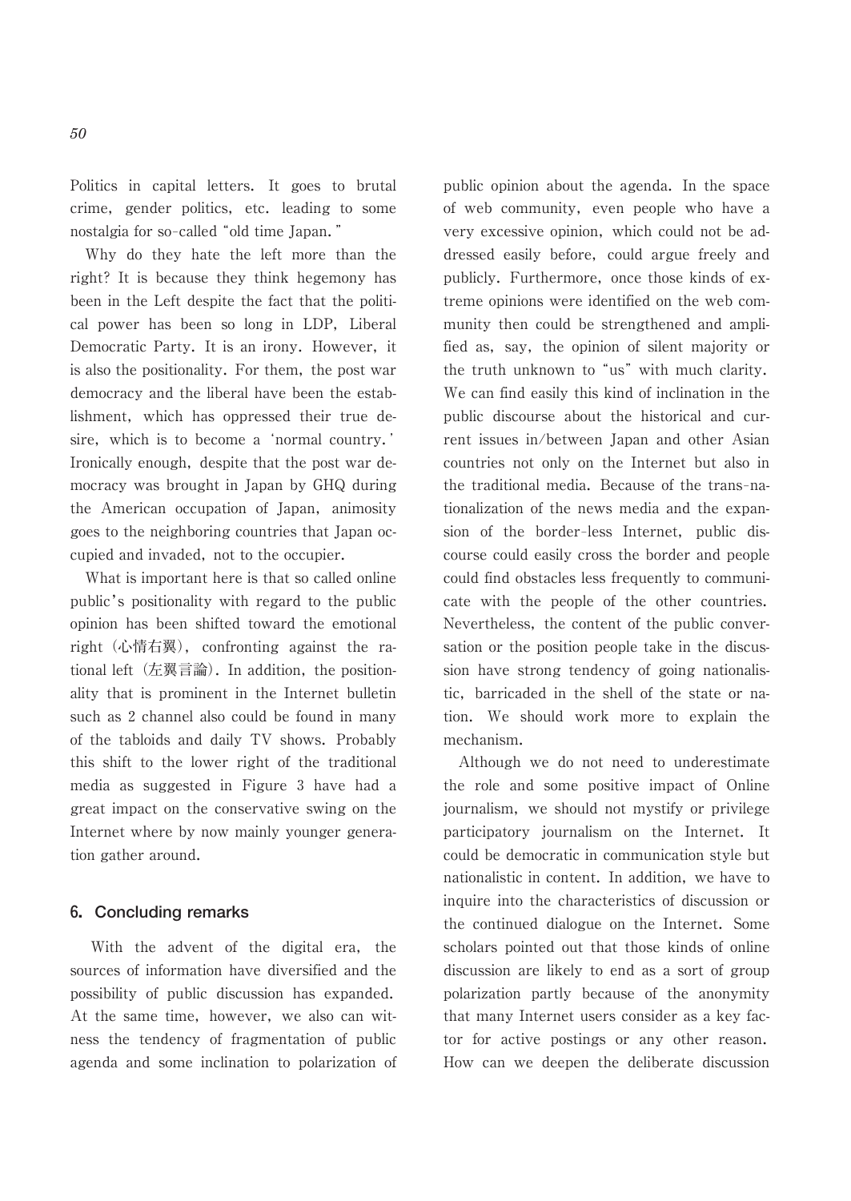Politics in capital letters. It goes to brutal crime, gender politics, etc. leading to some nostalgia for so-called "old time Japan."

Why do they hate the left more than the right? It is because they think hegemony has been in the Left despite the fact that the political power has been so long in LDP, Liberal Democratic Party. It is an irony. However, it is also the positionality. For them, the post war democracy and the liberal have been the establishment, which has oppressed their true desire, which is to become a 'normal country.' Ironically enough, despite that the post war democracy was brought in Japan by GHQ during the American occupation of Japan, animosity goes to the neighboring countries that Japan occupied and invaded, not to the occupier.

What is important here is that so called online public's positionality with regard to the public opinion has been shifted toward the emotional right (心情右翼), confronting against the rational left (左翼言論). In addition, the positionality that is prominent in the Internet bulletin such as 2 channel also could be found in many of the tabloids and daily TV shows. Probably this shift to the lower right of the traditional media as suggested in Figure 3 have had a great impact on the conservative swing on the Internet where by now mainly younger generation gather around.

## 6. Concluding remarks

With the advent of the digital era, the sources of information have diversified and the possibility of public discussion has expanded. At the same time, however, we also can witness the tendency of fragmentation of public agenda and some inclination to polarization of public opinion about the agenda. In the space of web community, even people who have a very excessive opinion, which could not be addressed easily before, could argue freely and publicly. Furthermore, once those kinds of extreme opinions were identified on the web community then could be strengthened and amplified as, say, the opinion of silent majority or the truth unknown to "us" with much clarity. We can find easily this kind of inclination in the public discourse about the historical and current issues in/between Japan and other Asian countries not only on the Internet but also in the traditional media. Because of the trans-nationalization of the news media and the expansion of the border-less Internet, public discourse could easily cross the border and people could find obstacles less frequently to communicate with the people of the other countries. Nevertheless, the content of the public conversation or the position people take in the discussion have strong tendency of going nationalistic, barricaded in the shell of the state or nation. We should work more to explain the mechanism.

Although we do not need to underestimate the role and some positive impact of Online journalism, we should not mystify or privilege participatory journalism on the Internet. It could be democratic in communication style but nationalistic in content. In addition, we have to inquire into the characteristics of discussion or the continued dialogue on the Internet. Some scholars pointed out that those kinds of online discussion are likely to end as a sort of group polarization partly because of the anonymity that many Internet users consider as a key factor for active postings or any other reason. How can we deepen the deliberate discussion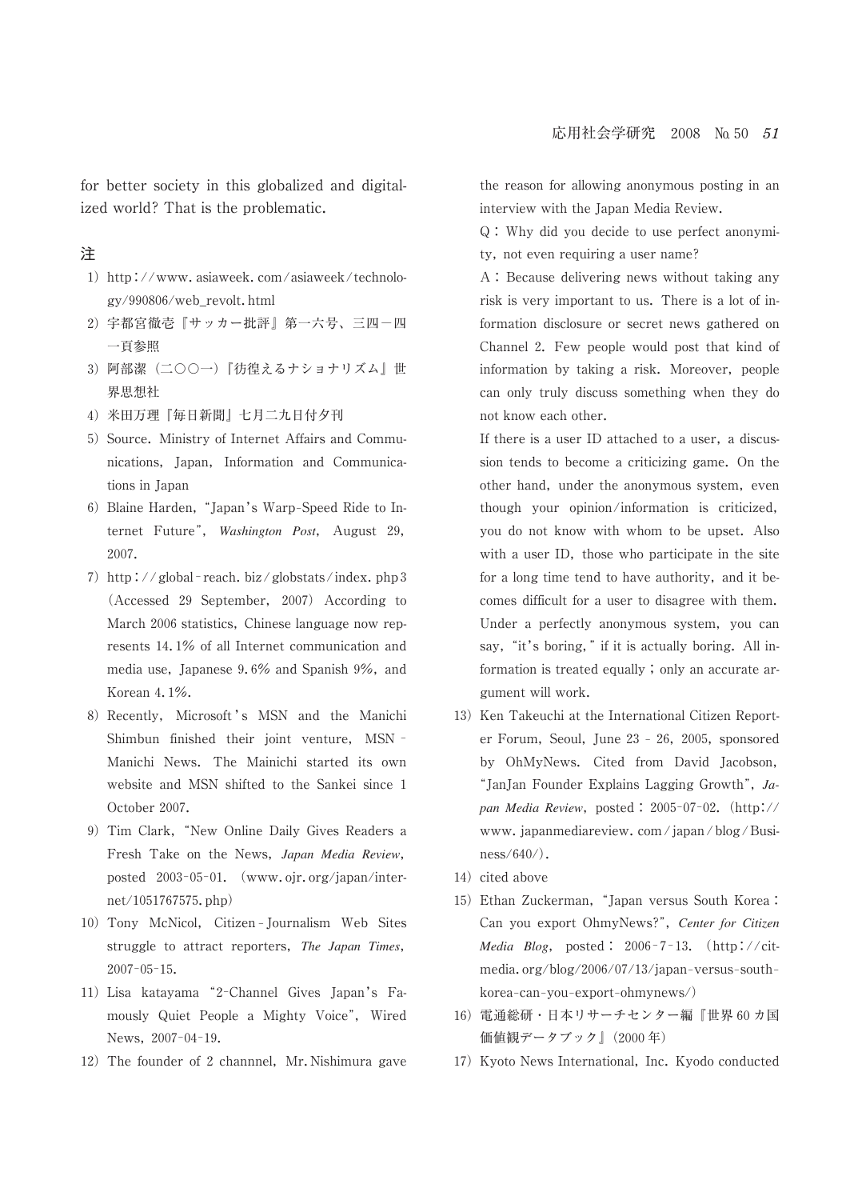for better society in this globalized and digitalized world? That is the problematic.

## 注

1) http：//www. asiaweek. com/asiaweek/technology/990806/web_revolt. html
2) 宇都宮徹壱『サッカー批評』第一六号、三四－四一頁参照
3) 阿部潔（二〇〇一）『彷徨えるナショナリズム』世界思想社
4) 米田万理『毎日新聞』七月二九日付夕刊
5) Source. Ministry of Internet Affairs and Communications, Japan, Information and Communications in Japan
6) Blaine Harden, "Japan's Warp-Speed Ride to Internet Future", *Washington Post*, August 29, 2007.
7) http：//global‐reach. biz/globstats/index. php3 (Accessed 29 September, 2007) According to March 2006 statistics, Chinese language now represents 14.1% of all Internet communication and media use, Japanese 9.6% and Spanish 9%, and Korean 4.1%.
8) Recently, Microsoft's MSN and the Manichi Shimbun finished their joint venture, MSN‐Manichi News. The Mainichi started its own website and MSN shifted to the Sankei since 1 October 2007.
9) Tim Clark, "New Online Daily Gives Readers a Fresh Take on the News, *Japan Media Review*, posted 2003-05-01. (www. ojr. org/japan/internet/1051767575. php)
10) Tony McNicol, Citizen‐Journalism Web Sites struggle to attract reporters, *The Japan Times*, 2007-05-15.
11) Lisa katayama "2-Channel Gives Japan's Famously Quiet People a Mighty Voice", Wired News, 2007-04-19.
12) The founder of 2 channnel, Mr. Nishimura gave the reason for allowing anonymous posting in an interview with the Japan Media Review.

    Q：Why did you decide to use perfect anonymity, not even requiring a user name?

    A：Because delivering news without taking any risk is very important to us. There is a lot of information disclosure or secret news gathered on Channel 2. Few people would post that kind of information by taking a risk. Moreover, people can only truly discuss something when they do not know each other.

    If there is a user ID attached to a user, a discussion tends to become a criticizing game. On the other hand, under the anonymous system, even though your opinion/information is criticized, you do not know with whom to be upset. Also with a user ID, those who participate in the site for a long time tend to have authority, and it becomes difficult for a user to disagree with them. Under a perfectly anonymous system, you can say, "it's boring," if it is actually boring. All information is treated equally；only an accurate argument will work.
13) Ken Takeuchi at the International Citizen Reporter Forum, Seoul, June 23‐26, 2005, sponsored by OhMyNews. Cited from David Jacobson, "JanJan Founder Explains Lagging Growth", *Japan Media Review*, posted：2005-07-02. (http://www. japanmediareview. com/japan/blog/Business/640/).
14) cited above
15) Ethan Zuckerman, "Japan versus South Korea：Can you export OhmyNews?", *Center for Citizen Media Blog*, posted：2006‐7‐13. (http://citmedia. org/blog/2006/07/13/japan-versus-south-korea-can-you-export-ohmynews/)
16) 電通総研・日本リサーチセンター編『世界60カ国価値観データブック』(2000年)
17) Kyoto News International, Inc. Kyodo conducted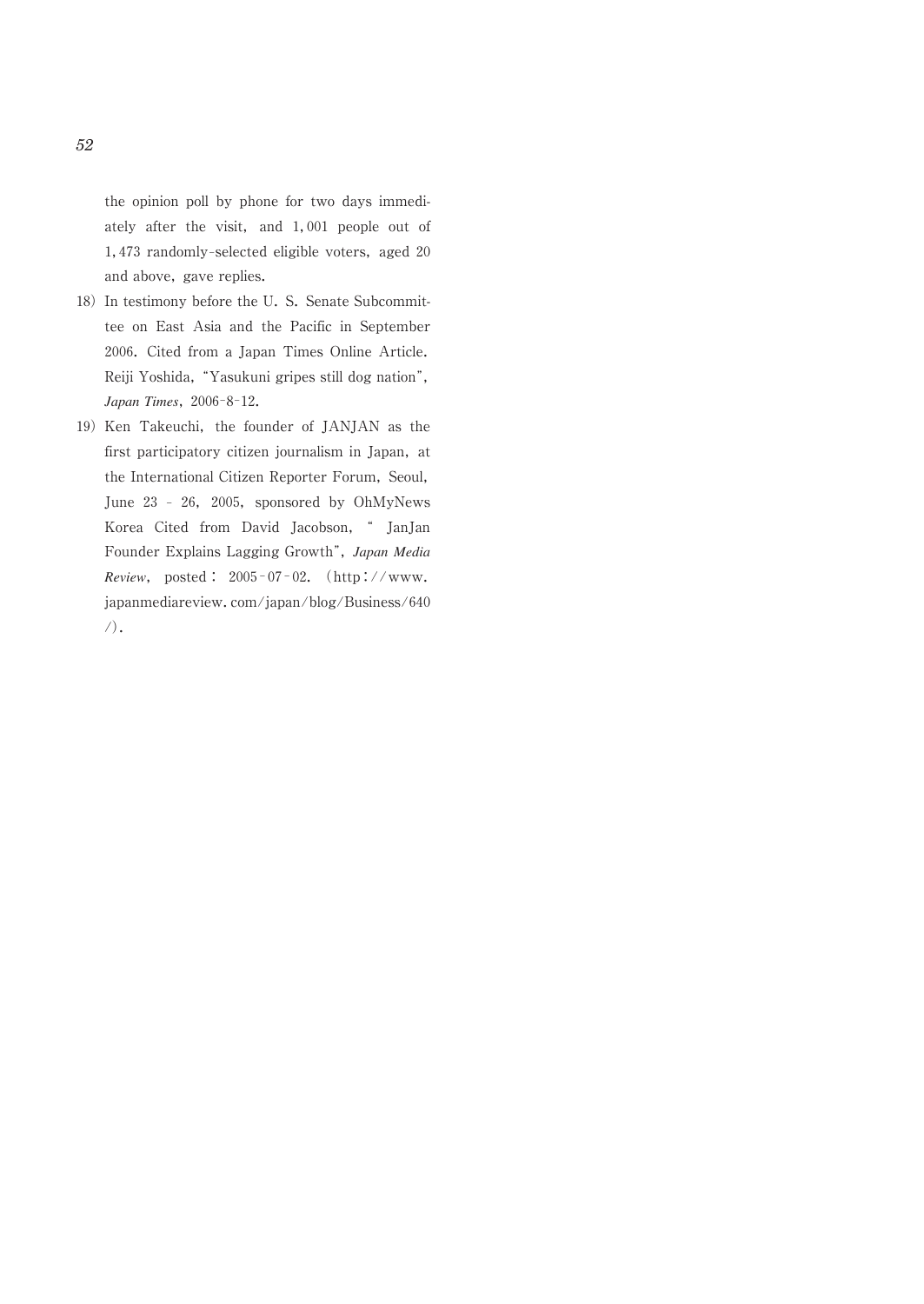the opinion poll by phone for two days immediately after the visit, and 1,001 people out of 1,473 randomly-selected eligible voters, aged 20 and above, gave replies.

18) In testimony before the U. S. Senate Subcommittee on East Asia and the Pacific in September 2006. Cited from a Japan Times Online Article. Reiji Yoshida, "Yasukuni gripes still dog nation", *Japan Times*, 2006-8-12.

19) Ken Takeuchi, the founder of JANJAN as the first participatory citizen journalism in Japan, at the International Citizen Reporter Forum, Seoul, June 23 - 26, 2005, sponsored by OhMyNews Korea Cited from David Jacobson, " JanJan Founder Explains Lagging Growth", *Japan Media Review*, posted : 2005-07-02. (http://www.japanmediareview.com/japan/blog/Business/640/).